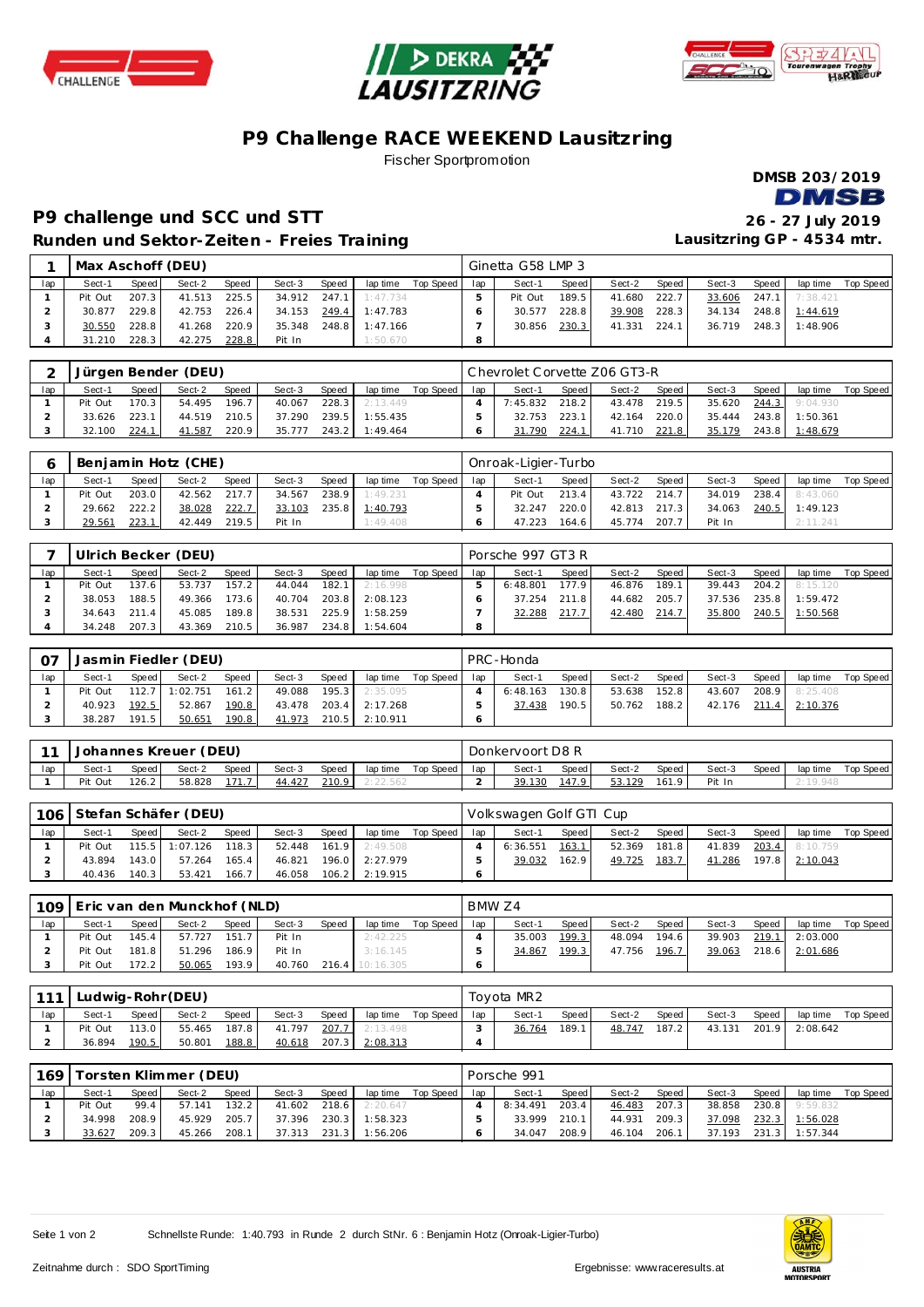# P9 Challenge RACE WEEKEND Lausitzring

Fischer Sportpromotion

DMSB 203/2019

## P9 challenge und SCC und STT

26 - 27 July 2019

### Runden und Sektor-Zeiten - Freies Training

Lausitzring GP - 4534 mtr.

| 1 | Max Aschoff (DEU) | | | | | | | | Ginetta G58 LMP 3 | | | | | | | | |
|---|---|---|---|---|---|---|---|---|---|---|---|---|---|---|---|---|---|
| lap | Sect-1 | Speed | Sect-2 | Speed | Sect-3 | Speed | lap time | Top Speed | lap | Sect-1 | Speed | Sect-2 | Speed | Sect-3 | Speed | lap time | Top Speed |
| 1 | Pit Out | 207.3 | 41.513 | 225.5 | 34.912 | 247.1 | 1:47.734 | | 5 | Pit Out | 189.5 | 41.680 | 222.7 | 33.606 | 247.1 | 7:38.421 | |
| 2 | 30.877 | 229.8 | 42.753 | 226.4 | 34.153 | 249.4 | 1:47.783 | | 6 | 30.577 | 228.8 | 39.908 | 228.3 | 34.134 | 248.8 | 1:44.619 | |
| 3 | 30.550 | 228.8 | 41.268 | 220.9 | 35.348 | 248.8 | 1:47.166 | | 7 | 30.856 | 230.3 | 41.331 | 224.1 | 36.719 | 248.3 | 1:48.906 | |
| 4 | 31.210 | 228.3 | 42.275 | 228.8 | Pit In | | 1:50.670 | | 8 | | | | | | | | |

| 2 | Jürgen Bender (DEU) | | | | | | | | Chevrolet Corvette Z06 GT3-R | | | | | | | | |
|---|---|---|---|---|---|---|---|---|---|---|---|---|---|---|---|---|---|
| lap | Sect-1 | Speed | Sect-2 | Speed | Sect-3 | Speed | lap time | Top Speed | lap | Sect-1 | Speed | Sect-2 | Speed | Sect-3 | Speed | lap time | Top Speed |
| 1 | Pit Out | 170.3 | 54.495 | 196.7 | 40.067 | 228.3 | 2:13.449 | | 4 | 7:45.832 | 218.2 | 43.478 | 219.5 | 35.620 | 244.3 | 9:04.930 | |
| 2 | 33.626 | 223.1 | 44.519 | 210.5 | 37.290 | 239.5 | 1:55.435 | | 5 | 32.753 | 223.1 | 42.164 | 220.0 | 35.444 | 243.8 | 1:50.361 | |
| 3 | 32.100 | 224.1 | 41.587 | 220.9 | 35.777 | 243.2 | 1:49.464 | | 6 | 31.790 | 224.1 | 41.710 | 221.8 | 35.179 | 243.8 | 1:48.679 | |

| 6 | Benjamin Hotz (CHE) | | | | | | | | Onroak-Ligier-Turbo | | | | | | | | |
|---|---|---|---|---|---|---|---|---|---|---|---|---|---|---|---|---|---|
| lap | Sect-1 | Speed | Sect-2 | Speed | Sect-3 | Speed | lap time | Top Speed | lap | Sect-1 | Speed | Sect-2 | Speed | Sect-3 | Speed | lap time | Top Speed |
| 1 | Pit Out | 203.0 | 42.562 | 217.7 | 34.567 | 238.9 | 1:49.231 | | 4 | Pit Out | 213.4 | 43.722 | 214.7 | 34.019 | 238.4 | 8:43.060 | |
| 2 | 29.662 | 222.2 | 38.028 | 222.7 | 33.103 | 235.8 | 1:40.793 | | 5 | 32.247 | 220.0 | 42.813 | 217.3 | 34.063 | 240.5 | 1:49.123 | |
| 3 | 29.561 | 223.1 | 42.449 | 219.5 | Pit In | | 1:49.408 | | 6 | 47.223 | 164.6 | 45.774 | 207.7 | Pit In | | 2:11.241 | |

| 7 | Ulrich Becker (DEU) | | | | | | | | Porsche 997 GT3 R | | | | | | | | |
|---|---|---|---|---|---|---|---|---|---|---|---|---|---|---|---|---|---|
| lap | Sect-1 | Speed | Sect-2 | Speed | Sect-3 | Speed | lap time | Top Speed | lap | Sect-1 | Speed | Sect-2 | Speed | Sect-3 | Speed | lap time | Top Speed |
| 1 | Pit Out | 137.6 | 53.737 | 157.2 | 44.044 | 182.1 | 2:16.998 | | 5 | 6:48.801 | 177.9 | 46.876 | 189.1 | 39.443 | 204.2 | 8:15.120 | |
| 2 | 38.053 | 188.5 | 49.366 | 173.6 | 40.704 | 203.8 | 2:08.123 | | 6 | 37.254 | 211.8 | 44.682 | 205.7 | 37.536 | 235.8 | 1:59.472 | |
| 3 | 34.643 | 211.4 | 45.085 | 189.8 | 38.531 | 225.9 | 1:58.259 | | 7 | 32.288 | 217.7 | 42.480 | 214.7 | 35.800 | 240.5 | 1:50.568 | |
| 4 | 34.248 | 207.3 | 43.369 | 210.5 | 36.987 | 234.8 | 1:54.604 | | 8 | | | | | | | | |

| 07 | Jasmin Fiedler (DEU) | | | | | | | | PRC-Honda | | | | | | | | |
|---|---|---|---|---|---|---|---|---|---|---|---|---|---|---|---|---|---|
| lap | Sect-1 | Speed | Sect-2 | Speed | Sect-3 | Speed | lap time | Top Speed | lap | Sect-1 | Speed | Sect-2 | Speed | Sect-3 | Speed | lap time | Top Speed |
| 1 | Pit Out | 112.7 | 1:02.751 | 161.2 | 49.088 | 195.3 | 2:35.095 | | 4 | 6:48.163 | 130.8 | 53.638 | 152.8 | 43.607 | 208.9 | 8:25.408 | |
| 2 | 40.923 | 192.5 | 52.867 | 190.8 | 43.478 | 203.4 | 2:17.268 | | 5 | 37.438 | 190.5 | 50.762 | 188.2 | 42.176 | 211.4 | 2:10.376 | |
| 3 | 38.287 | 191.5 | 50.651 | 190.8 | 41.973 | 210.5 | 2:10.911 | | 6 | | | | | | | | |

| 11 | Johannes Kreuer (DEU) | | | | | | | | Donkervoort D8 R | | | | | | | | |
|---|---|---|---|---|---|---|---|---|---|---|---|---|---|---|---|---|---|
| lap | Sect-1 | Speed | Sect-2 | Speed | Sect-3 | Speed | lap time | Top Speed | lap | Sect-1 | Speed | Sect-2 | Speed | Sect-3 | Speed | lap time | Top Speed |
| 1 | Pit Out | 126.2 | 58.828 | 171.7 | 44.427 | 210.9 | 2:22.562 | | 2 | 39.130 | 147.9 | 53.129 | 161.9 | Pit In | | 2:19.948 | |

| 106 | Stefan Schäfer (DEU) | | | | | | | | Volkswagen Golf GTI Cup | | | | | | | | |
|---|---|---|---|---|---|---|---|---|---|---|---|---|---|---|---|---|---|
| lap | Sect-1 | Speed | Sect-2 | Speed | Sect-3 | Speed | lap time | Top Speed | lap | Sect-1 | Speed | Sect-2 | Speed | Sect-3 | Speed | lap time | Top Speed |
| 1 | Pit Out | 115.5 | 1:07.126 | 118.3 | 52.448 | 161.9 | 2:49.508 | | 4 | 6:36.551 | 163.1 | 52.369 | 181.8 | 41.839 | 203.4 | 8:10.759 | |
| 2 | 43.894 | 143.0 | 57.264 | 165.4 | 46.821 | 196.0 | 2:27.979 | | 5 | 39.032 | 162.9 | 49.725 | 183.7 | 41.286 | 197.8 | 2:10.043 | |
| 3 | 40.436 | 140.3 | 53.421 | 166.7 | 46.058 | 106.2 | 2:19.915 | | 6 | | | | | | | | |

| 109 | Eric van den Munckhof (NLD) | | | | | | | | BMW Z4 | | | | | | | | |
|---|---|---|---|---|---|---|---|---|---|---|---|---|---|---|---|---|---|
| lap | Sect-1 | Speed | Sect-2 | Speed | Sect-3 | Speed | lap time | Top Speed | lap | Sect-1 | Speed | Sect-2 | Speed | Sect-3 | Speed | lap time | Top Speed |
| 1 | Pit Out | 145.4 | 57.727 | 151.7 | Pit In | | 2:42.225 | | 4 | 35.003 | 199.3 | 48.094 | 194.6 | 39.903 | 219.1 | 2:03.000 | |
| 2 | Pit Out | 181.8 | 51.296 | 186.9 | Pit In | | 3:16.145 | | 5 | 34.867 | 199.3 | 47.756 | 196.7 | 39.063 | 218.6 | 2:01.686 | |
| 3 | Pit Out | 172.2 | 50.065 | 193.9 | 40.760 | 216.4 | 10:16.305 | | 6 | | | | | | | | |

| 111 | Ludwig-Rohr(DEU) | | | | | | | | Toyota MR2 | | | | | | | | |
|---|---|---|---|---|---|---|---|---|---|---|---|---|---|---|---|---|---|
| lap | Sect-1 | Speed | Sect-2 | Speed | Sect-3 | Speed | lap time | Top Speed | lap | Sect-1 | Speed | Sect-2 | Speed | Sect-3 | Speed | lap time | Top Speed |
| 1 | Pit Out | 113.0 | 55.465 | 187.8 | 41.797 | 207.7 | 2:13.498 | | 3 | 36.764 | 189.1 | 48.747 | 187.2 | 43.131 | 201.9 | 2:08.642 | |
| 2 | 36.894 | 190.5 | 50.801 | 188.8 | 40.618 | 207.3 | 2:08.313 | | 4 | | | | | | | | |

| 169 | Torsten Klimmer (DEU) | | | | | | | | Porsche 991 | | | | | | | | |
|---|---|---|---|---|---|---|---|---|---|---|---|---|---|---|---|---|---|
| lap | Sect-1 | Speed | Sect-2 | Speed | Sect-3 | Speed | lap time | Top Speed | lap | Sect-1 | Speed | Sect-2 | Speed | Sect-3 | Speed | lap time | Top Speed |
| 1 | Pit Out | 99.4 | 57.141 | 132.2 | 41.602 | 218.6 | 2:20.647 | | 4 | 8:34.491 | 203.4 | 46.483 | 207.3 | 38.858 | 230.8 | 9:59.832 | |
| 2 | 34.998 | 208.9 | 45.929 | 205.7 | 37.396 | 230.3 | 1:58.323 | | 5 | 33.999 | 210.1 | 44.931 | 209.3 | 37.098 | 232.3 | 1:56.028 | |
| 3 | 33.627 | 209.3 | 45.266 | 208.1 | 37.313 | 231.3 | 1:56.206 | | 6 | 34.047 | 208.9 | 46.104 | 206.1 | 37.193 | 231.3 | 1:57.344 | |

Schnellste Runde: 1:40.793 in Runde 2 durch StNr. 6 : Benjamin Hotz (Onroak-Ligier-Turbo)

Zeitnahme durch : SDO SportTiming

Ergebnisse: www.raceresults.at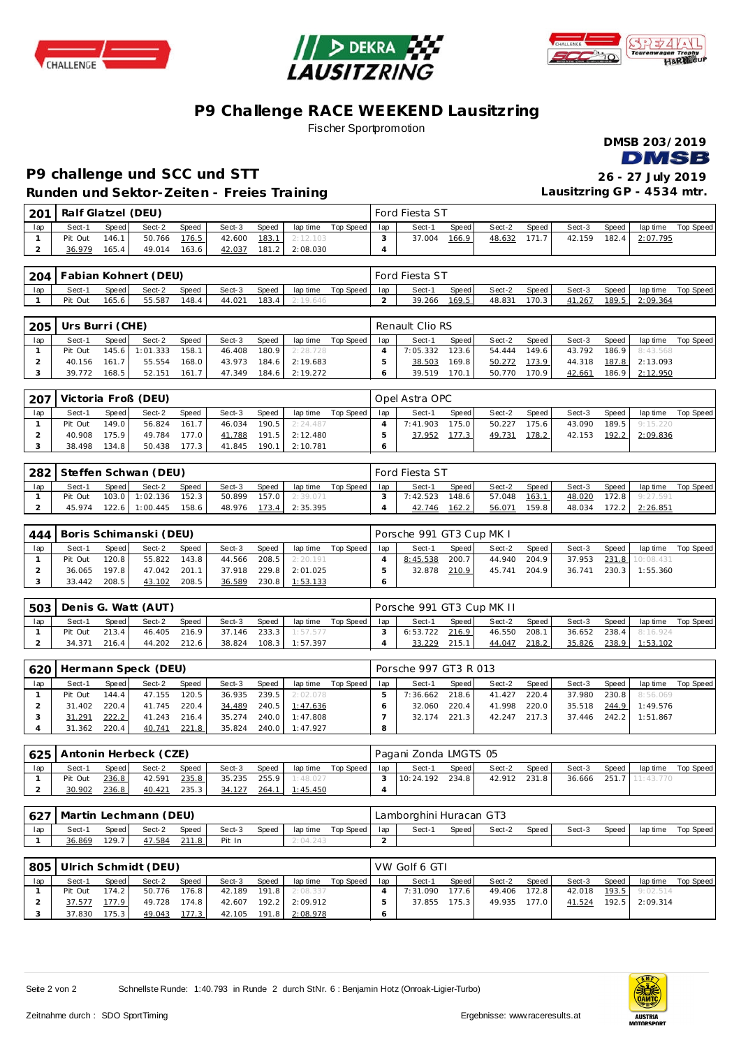# P9 Challenge RACE WEEKEND Lausitzring

Fischer Sportpromotion

DMSB 203/2019

## P9 challenge und SCC und STT

26 - 27 July 2019

### Runden und Sektor-Zeiten - Freies Training

Lausitzring GP - 4534 mtr.

**201 Ralf Glatzel (DEU)** — Ford Fiesta ST

| lap | Sect-1 | Speed | Sect-2 | Speed | Sect-3 | Speed | lap time | Top Speed | lap | Sect-1 | Speed | Sect-2 | Speed | Sect-3 | Speed | lap time | Top Speed |
|---|---|---|---|---|---|---|---|---|---|---|---|---|---|---|---|---|---|
| 1 | Pit Out | 146.1 | 50.766 | 176.5 | 42.600 | 183.1 | 2:12.103 | | 3 | 37.004 | 166.9 | 48.632 | 171.7 | 42.159 | 182.4 | 2:07.795 | |
| 2 | 36.979 | 165.4 | 49.014 | 163.6 | 42.037 | 181.2 | 2:08.030 | | 4 | | | | | | | | |

**204 Fabian Kohnert (DEU)** — Ford Fiesta ST

| lap | Sect-1 | Speed | Sect-2 | Speed | Sect-3 | Speed | lap time | Top Speed | lap | Sect-1 | Speed | Sect-2 | Speed | Sect-3 | Speed | lap time | Top Speed |
|---|---|---|---|---|---|---|---|---|---|---|---|---|---|---|---|---|---|
| 1 | Pit Out | 165.6 | 55.587 | 148.4 | 44.021 | 183.4 | 2:19.646 | | 2 | 39.266 | 169.5 | 48.831 | 170.3 | 41.267 | 189.5 | 2:09.364 | |

**205 Urs Burri (CHE)** — Renault Clio RS

| lap | Sect-1 | Speed | Sect-2 | Speed | Sect-3 | Speed | lap time | Top Speed | lap | Sect-1 | Speed | Sect-2 | Speed | Sect-3 | Speed | lap time | Top Speed |
|---|---|---|---|---|---|---|---|---|---|---|---|---|---|---|---|---|---|
| 1 | Pit Out | 145.6 | 1:01.333 | 158.1 | 46.408 | 180.9 | 2:28.728 | | 4 | 7:05.332 | 123.6 | 54.444 | 149.6 | 43.792 | 186.9 | 8:43.568 | |
| 2 | 40.156 | 161.7 | 55.554 | 168.0 | 43.973 | 184.6 | 2:19.683 | | 5 | 38.503 | 169.8 | 50.272 | 173.9 | 44.318 | 187.8 | 2:13.093 | |
| 3 | 39.772 | 168.5 | 52.151 | 161.7 | 47.349 | 184.6 | 2:19.272 | | 6 | 39.519 | 170.1 | 50.770 | 170.9 | 42.661 | 186.9 | 2:12.950 | |

**207 Victoria Froß (DEU)** — Opel Astra OPC

| lap | Sect-1 | Speed | Sect-2 | Speed | Sect-3 | Speed | lap time | Top Speed | lap | Sect-1 | Speed | Sect-2 | Speed | Sect-3 | Speed | lap time | Top Speed |
|---|---|---|---|---|---|---|---|---|---|---|---|---|---|---|---|---|---|
| 1 | Pit Out | 149.0 | 56.824 | 161.7 | 46.034 | 190.5 | 2:24.487 | | 4 | 7:41.903 | 175.0 | 50.227 | 175.6 | 43.090 | 189.5 | 9:15.220 | |
| 2 | 40.908 | 175.9 | 49.784 | 177.0 | 41.788 | 191.5 | 2:12.480 | | 5 | 37.952 | 177.3 | 49.731 | 178.2 | 42.153 | 192.2 | 2:09.836 | |
| 3 | 38.498 | 134.8 | 50.438 | 177.3 | 41.845 | 190.1 | 2:10.781 | | 6 | | | | | | | | |

**282 Steffen Schwan (DEU)** — Ford Fiesta ST

| lap | Sect-1 | Speed | Sect-2 | Speed | Sect-3 | Speed | lap time | Top Speed | lap | Sect-1 | Speed | Sect-2 | Speed | Sect-3 | Speed | lap time | Top Speed |
|---|---|---|---|---|---|---|---|---|---|---|---|---|---|---|---|---|---|
| 1 | Pit Out | 103.0 | 1:02.136 | 152.3 | 50.899 | 157.0 | 2:39.071 | | 3 | 7:42.523 | 148.6 | 57.048 | 163.1 | 48.020 | 172.8 | 9:27.591 | |
| 2 | 45.974 | 122.6 | 1:00.445 | 158.6 | 48.976 | 173.4 | 2:35.395 | | 4 | 42.746 | 162.2 | 56.071 | 159.8 | 48.034 | 172.2 | 2:26.851 | |

**444 Boris Schimanski (DEU)** — Porsche 991 GT3 Cup MK I

| lap | Sect-1 | Speed | Sect-2 | Speed | Sect-3 | Speed | lap time | Top Speed | lap | Sect-1 | Speed | Sect-2 | Speed | Sect-3 | Speed | lap time | Top Speed |
|---|---|---|---|---|---|---|---|---|---|---|---|---|---|---|---|---|---|
| 1 | Pit Out | 120.8 | 55.822 | 143.8 | 44.566 | 208.5 | 2:20.191 | | 4 | 8:45.538 | 200.7 | 44.940 | 204.9 | 37.953 | 231.8 | 10:08.431 | |
| 2 | 36.065 | 197.8 | 47.042 | 201.1 | 37.918 | 229.8 | 2:01.025 | | 5 | 32.878 | 210.9 | 45.741 | 204.9 | 36.741 | 230.3 | 1:55.360 | |
| 3 | 33.442 | 208.5 | 43.102 | 208.5 | 36.589 | 230.8 | 1:53.133 | | 6 | | | | | | | | |

**503 Denis G. Watt (AUT)** — Porsche 991 GT3 Cup MK II

| lap | Sect-1 | Speed | Sect-2 | Speed | Sect-3 | Speed | lap time | Top Speed | lap | Sect-1 | Speed | Sect-2 | Speed | Sect-3 | Speed | lap time | Top Speed |
|---|---|---|---|---|---|---|---|---|---|---|---|---|---|---|---|---|---|
| 1 | Pit Out | 213.4 | 46.405 | 216.9 | 37.146 | 233.3 | 1:57.577 | | 3 | 6:53.722 | 216.9 | 46.550 | 208.1 | 36.652 | 238.4 | 8:16.924 | |
| 2 | 34.371 | 216.4 | 44.202 | 212.6 | 38.824 | 108.3 | 1:57.397 | | 4 | 33.229 | 215.1 | 44.047 | 218.2 | 35.826 | 238.9 | 1:53.102 | |

**620 Hermann Speck (DEU)** — Porsche 997 GT3 R 013

| lap | Sect-1 | Speed | Sect-2 | Speed | Sect-3 | Speed | lap time | Top Speed | lap | Sect-1 | Speed | Sect-2 | Speed | Sect-3 | Speed | lap time | Top Speed |
|---|---|---|---|---|---|---|---|---|---|---|---|---|---|---|---|---|---|
| 1 | Pit Out | 144.4 | 47.155 | 120.5 | 36.935 | 239.5 | 2:02.078 | | 5 | 7:36.662 | 218.6 | 41.427 | 220.4 | 37.980 | 230.8 | 8:56.069 | |
| 2 | 31.402 | 220.4 | 41.745 | 220.4 | 34.489 | 240.5 | 1:47.636 | | 6 | 32.060 | 220.4 | 41.998 | 220.0 | 35.518 | 244.9 | 1:49.576 | |
| 3 | 31.291 | 222.2 | 41.243 | 216.4 | 35.274 | 240.0 | 1:47.808 | | 7 | 32.174 | 221.3 | 42.247 | 217.3 | 37.446 | 242.2 | 1:51.867 | |
| 4 | 31.362 | 220.4 | 40.741 | 221.8 | 35.824 | 240.0 | 1:47.927 | | 8 | | | | | | | | |

**625 Antonin Herbeck (CZE)** — Pagani Zonda LMGTS 05

| lap | Sect-1 | Speed | Sect-2 | Speed | Sect-3 | Speed | lap time | Top Speed | lap | Sect-1 | Speed | Sect-2 | Speed | Sect-3 | Speed | lap time | Top Speed |
|---|---|---|---|---|---|---|---|---|---|---|---|---|---|---|---|---|---|
| 1 | Pit Out | 236.8 | 42.591 | 235.8 | 35.235 | 255.9 | 1:48.027 | | 3 | 10:24.192 | 234.8 | 42.912 | 231.8 | 36.666 | 251.7 | 11:43.770 | |
| 2 | 30.902 | 236.8 | 40.421 | 235.3 | 34.127 | 264.1 | 1:45.450 | | 4 | | | | | | | | |

**627 Martin Lechmann (DEU)** — Lamborghini Huracan GT3

| lap | Sect-1 | Speed | Sect-2 | Speed | Sect-3 | Speed | lap time | Top Speed | lap | Sect-1 | Speed | Sect-2 | Speed | Sect-3 | Speed | lap time | Top Speed |
|---|---|---|---|---|---|---|---|---|---|---|---|---|---|---|---|---|---|
| 1 | 36.869 | 129.7 | 47.584 | 211.8 | Pit In | | 2:04.243 | | 2 | | | | | | | | |

**805 Ulrich Schmidt (DEU)** — VW Golf 6 GTI

| lap | Sect-1 | Speed | Sect-2 | Speed | Sect-3 | Speed | lap time | Top Speed | lap | Sect-1 | Speed | Sect-2 | Speed | Sect-3 | Speed | lap time | Top Speed |
|---|---|---|---|---|---|---|---|---|---|---|---|---|---|---|---|---|---|
| 1 | Pit Out | 174.2 | 50.776 | 176.8 | 42.189 | 191.8 | 2:08.337 | | 4 | 7:31.090 | 177.6 | 49.406 | 172.8 | 42.018 | 193.5 | 9:02.514 | |
| 2 | 37.577 | 177.9 | 49.728 | 174.8 | 42.607 | 192.2 | 2:09.912 | | 5 | 37.855 | 175.3 | 49.935 | 177.0 | 41.524 | 192.5 | 2:09.314 | |
| 3 | 37.830 | 175.3 | 49.043 | 177.3 | 42.105 | 191.8 | 2:08.978 | | 6 | | | | | | | | |

Schnellste Runde: 1:40.793 in Runde 2 durch StNr. 6 : Benjamin Hotz (Onroak-Ligier-Turbo)

Zeitnahme durch : SDO SportTiming

Ergebnisse: www.raceresults.at